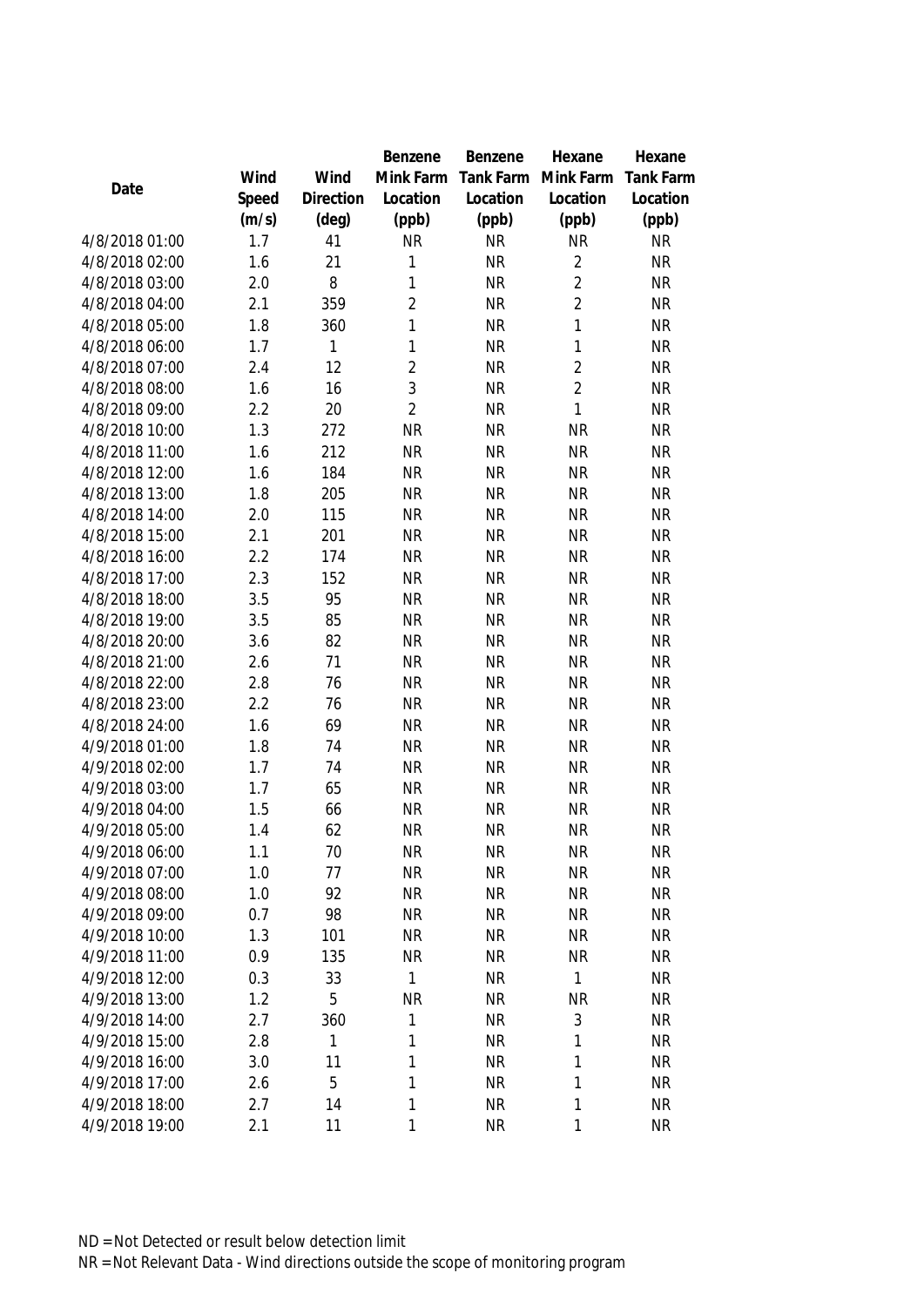| Date | Wind Speed (m/s) | Wind Direction (deg) | Benzene Mink Farm Location (ppb) | Benzene Tank Farm Location (ppb) | Hexane Mink Farm Location (ppb) | Hexane Tank Farm Location (ppb) |
|---|---|---|---|---|---|---|
| 4/8/2018 01:00 | 1.7 | 41 | NR | NR | NR | NR |
| 4/8/2018 02:00 | 1.6 | 21 | 1 | NR | 2 | NR |
| 4/8/2018 03:00 | 2.0 | 8 | 1 | NR | 2 | NR |
| 4/8/2018 04:00 | 2.1 | 359 | 2 | NR | 2 | NR |
| 4/8/2018 05:00 | 1.8 | 360 | 1 | NR | 1 | NR |
| 4/8/2018 06:00 | 1.7 | 1 | 1 | NR | 1 | NR |
| 4/8/2018 07:00 | 2.4 | 12 | 2 | NR | 2 | NR |
| 4/8/2018 08:00 | 1.6 | 16 | 3 | NR | 2 | NR |
| 4/8/2018 09:00 | 2.2 | 20 | 2 | NR | 1 | NR |
| 4/8/2018 10:00 | 1.3 | 272 | NR | NR | NR | NR |
| 4/8/2018 11:00 | 1.6 | 212 | NR | NR | NR | NR |
| 4/8/2018 12:00 | 1.6 | 184 | NR | NR | NR | NR |
| 4/8/2018 13:00 | 1.8 | 205 | NR | NR | NR | NR |
| 4/8/2018 14:00 | 2.0 | 115 | NR | NR | NR | NR |
| 4/8/2018 15:00 | 2.1 | 201 | NR | NR | NR | NR |
| 4/8/2018 16:00 | 2.2 | 174 | NR | NR | NR | NR |
| 4/8/2018 17:00 | 2.3 | 152 | NR | NR | NR | NR |
| 4/8/2018 18:00 | 3.5 | 95 | NR | NR | NR | NR |
| 4/8/2018 19:00 | 3.5 | 85 | NR | NR | NR | NR |
| 4/8/2018 20:00 | 3.6 | 82 | NR | NR | NR | NR |
| 4/8/2018 21:00 | 2.6 | 71 | NR | NR | NR | NR |
| 4/8/2018 22:00 | 2.8 | 76 | NR | NR | NR | NR |
| 4/8/2018 23:00 | 2.2 | 76 | NR | NR | NR | NR |
| 4/8/2018 24:00 | 1.6 | 69 | NR | NR | NR | NR |
| 4/9/2018 01:00 | 1.8 | 74 | NR | NR | NR | NR |
| 4/9/2018 02:00 | 1.7 | 74 | NR | NR | NR | NR |
| 4/9/2018 03:00 | 1.7 | 65 | NR | NR | NR | NR |
| 4/9/2018 04:00 | 1.5 | 66 | NR | NR | NR | NR |
| 4/9/2018 05:00 | 1.4 | 62 | NR | NR | NR | NR |
| 4/9/2018 06:00 | 1.1 | 70 | NR | NR | NR | NR |
| 4/9/2018 07:00 | 1.0 | 77 | NR | NR | NR | NR |
| 4/9/2018 08:00 | 1.0 | 92 | NR | NR | NR | NR |
| 4/9/2018 09:00 | 0.7 | 98 | NR | NR | NR | NR |
| 4/9/2018 10:00 | 1.3 | 101 | NR | NR | NR | NR |
| 4/9/2018 11:00 | 0.9 | 135 | NR | NR | NR | NR |
| 4/9/2018 12:00 | 0.3 | 33 | 1 | NR | 1 | NR |
| 4/9/2018 13:00 | 1.2 | 5 | NR | NR | NR | NR |
| 4/9/2018 14:00 | 2.7 | 360 | 1 | NR | 3 | NR |
| 4/9/2018 15:00 | 2.8 | 1 | 1 | NR | 1 | NR |
| 4/9/2018 16:00 | 3.0 | 11 | 1 | NR | 1 | NR |
| 4/9/2018 17:00 | 2.6 | 5 | 1 | NR | 1 | NR |
| 4/9/2018 18:00 | 2.7 | 14 | 1 | NR | 1 | NR |
| 4/9/2018 19:00 | 2.1 | 11 | 1 | NR | 1 | NR |

ND = Not Detected or result below detection limit

NR = Not Relevant Data - Wind directions outside the scope of monitoring program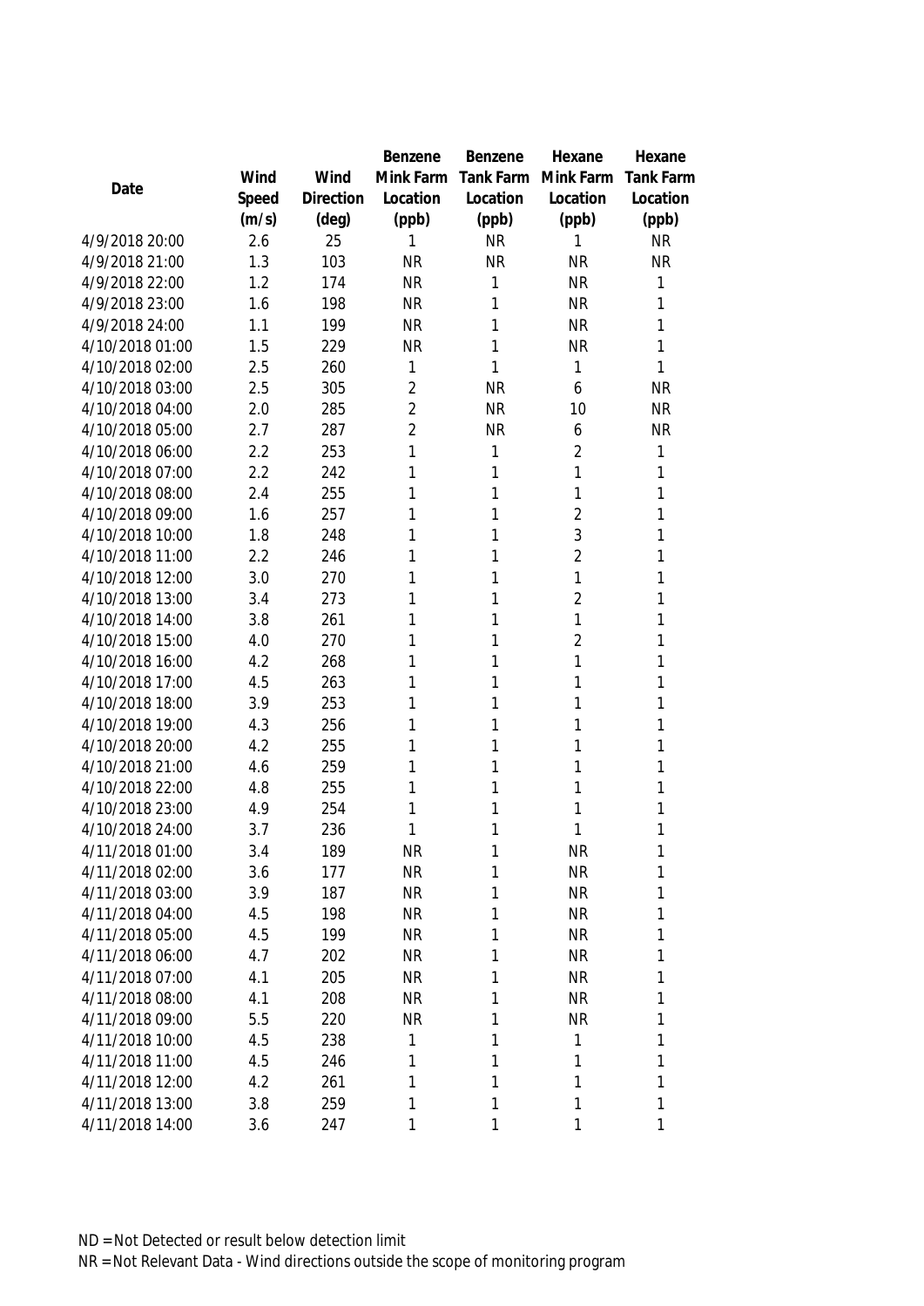| Date | Wind Speed (m/s) | Wind Direction (deg) | Benzene Mink Farm Location (ppb) | Benzene Tank Farm Location (ppb) | Hexane Mink Farm Location (ppb) | Hexane Tank Farm Location (ppb) |
|---|---|---|---|---|---|---|
| 4/9/2018 20:00 | 2.6 | 25 | 1 | NR | 1 | NR |
| 4/9/2018 21:00 | 1.3 | 103 | NR | NR | NR | NR |
| 4/9/2018 22:00 | 1.2 | 174 | NR | 1 | NR | 1 |
| 4/9/2018 23:00 | 1.6 | 198 | NR | 1 | NR | 1 |
| 4/9/2018 24:00 | 1.1 | 199 | NR | 1 | NR | 1 |
| 4/10/2018 01:00 | 1.5 | 229 | NR | 1 | NR | 1 |
| 4/10/2018 02:00 | 2.5 | 260 | 1 | 1 | 1 | 1 |
| 4/10/2018 03:00 | 2.5 | 305 | 2 | NR | 6 | NR |
| 4/10/2018 04:00 | 2.0 | 285 | 2 | NR | 10 | NR |
| 4/10/2018 05:00 | 2.7 | 287 | 2 | NR | 6 | NR |
| 4/10/2018 06:00 | 2.2 | 253 | 1 | 1 | 2 | 1 |
| 4/10/2018 07:00 | 2.2 | 242 | 1 | 1 | 1 | 1 |
| 4/10/2018 08:00 | 2.4 | 255 | 1 | 1 | 1 | 1 |
| 4/10/2018 09:00 | 1.6 | 257 | 1 | 1 | 2 | 1 |
| 4/10/2018 10:00 | 1.8 | 248 | 1 | 1 | 3 | 1 |
| 4/10/2018 11:00 | 2.2 | 246 | 1 | 1 | 2 | 1 |
| 4/10/2018 12:00 | 3.0 | 270 | 1 | 1 | 1 | 1 |
| 4/10/2018 13:00 | 3.4 | 273 | 1 | 1 | 2 | 1 |
| 4/10/2018 14:00 | 3.8 | 261 | 1 | 1 | 1 | 1 |
| 4/10/2018 15:00 | 4.0 | 270 | 1 | 1 | 2 | 1 |
| 4/10/2018 16:00 | 4.2 | 268 | 1 | 1 | 1 | 1 |
| 4/10/2018 17:00 | 4.5 | 263 | 1 | 1 | 1 | 1 |
| 4/10/2018 18:00 | 3.9 | 253 | 1 | 1 | 1 | 1 |
| 4/10/2018 19:00 | 4.3 | 256 | 1 | 1 | 1 | 1 |
| 4/10/2018 20:00 | 4.2 | 255 | 1 | 1 | 1 | 1 |
| 4/10/2018 21:00 | 4.6 | 259 | 1 | 1 | 1 | 1 |
| 4/10/2018 22:00 | 4.8 | 255 | 1 | 1 | 1 | 1 |
| 4/10/2018 23:00 | 4.9 | 254 | 1 | 1 | 1 | 1 |
| 4/10/2018 24:00 | 3.7 | 236 | 1 | 1 | 1 | 1 |
| 4/11/2018 01:00 | 3.4 | 189 | NR | 1 | NR | 1 |
| 4/11/2018 02:00 | 3.6 | 177 | NR | 1 | NR | 1 |
| 4/11/2018 03:00 | 3.9 | 187 | NR | 1 | NR | 1 |
| 4/11/2018 04:00 | 4.5 | 198 | NR | 1 | NR | 1 |
| 4/11/2018 05:00 | 4.5 | 199 | NR | 1 | NR | 1 |
| 4/11/2018 06:00 | 4.7 | 202 | NR | 1 | NR | 1 |
| 4/11/2018 07:00 | 4.1 | 205 | NR | 1 | NR | 1 |
| 4/11/2018 08:00 | 4.1 | 208 | NR | 1 | NR | 1 |
| 4/11/2018 09:00 | 5.5 | 220 | NR | 1 | NR | 1 |
| 4/11/2018 10:00 | 4.5 | 238 | 1 | 1 | 1 | 1 |
| 4/11/2018 11:00 | 4.5 | 246 | 1 | 1 | 1 | 1 |
| 4/11/2018 12:00 | 4.2 | 261 | 1 | 1 | 1 | 1 |
| 4/11/2018 13:00 | 3.8 | 259 | 1 | 1 | 1 | 1 |
| 4/11/2018 14:00 | 3.6 | 247 | 1 | 1 | 1 | 1 |

ND = Not Detected or result below detection limit

NR = Not Relevant Data - Wind directions outside the scope of monitoring program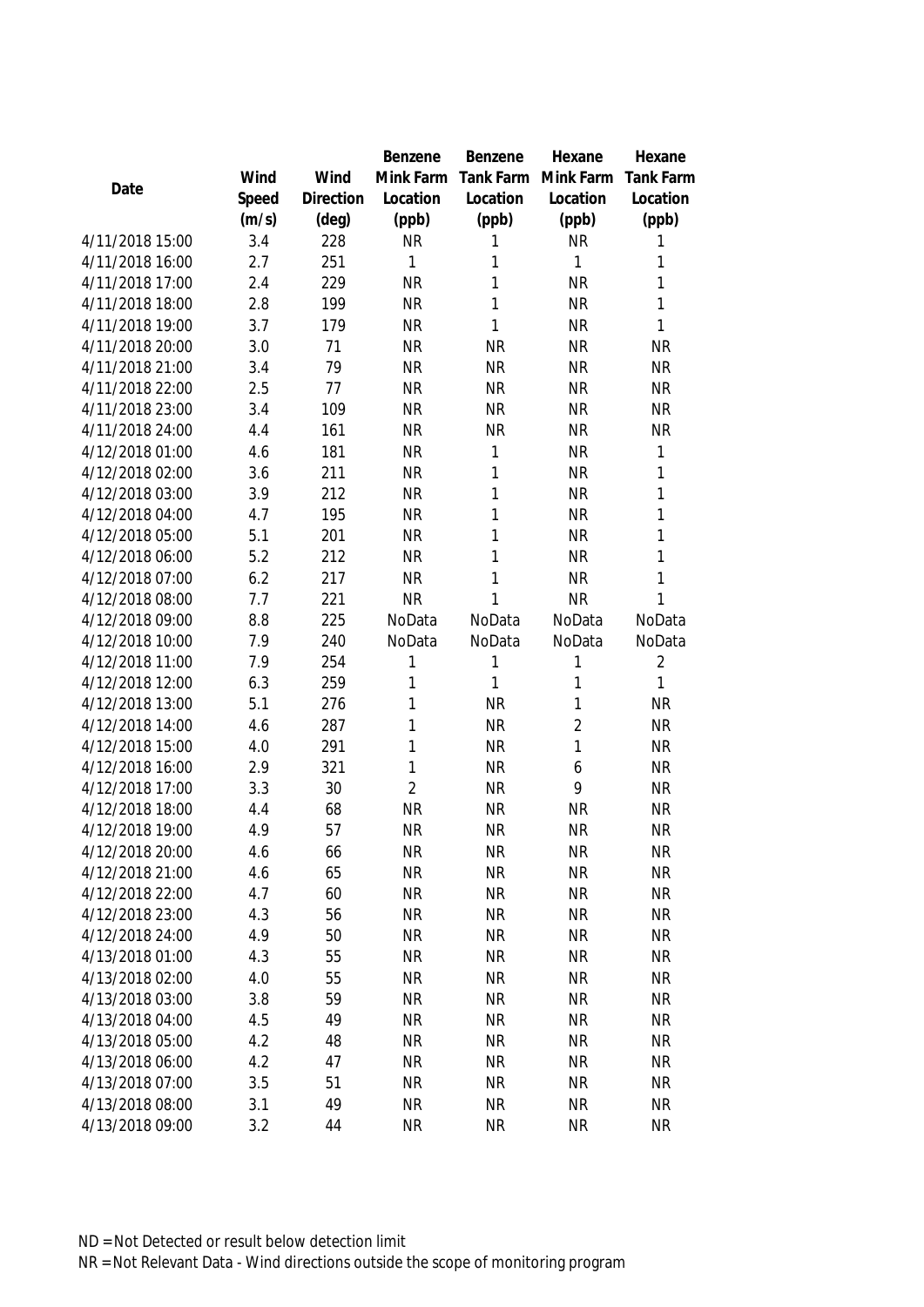| Date | Wind Speed (m/s) | Wind Direction (deg) | Benzene Mink Farm Location (ppb) | Benzene Tank Farm Location (ppb) | Hexane Mink Farm Location (ppb) | Hexane Tank Farm Location (ppb) |
|---|---|---|---|---|---|---|
| 4/11/2018 15:00 | 3.4 | 228 | NR | 1 | NR | 1 |
| 4/11/2018 16:00 | 2.7 | 251 | 1 | 1 | 1 | 1 |
| 4/11/2018 17:00 | 2.4 | 229 | NR | 1 | NR | 1 |
| 4/11/2018 18:00 | 2.8 | 199 | NR | 1 | NR | 1 |
| 4/11/2018 19:00 | 3.7 | 179 | NR | 1 | NR | 1 |
| 4/11/2018 20:00 | 3.0 | 71 | NR | NR | NR | NR |
| 4/11/2018 21:00 | 3.4 | 79 | NR | NR | NR | NR |
| 4/11/2018 22:00 | 2.5 | 77 | NR | NR | NR | NR |
| 4/11/2018 23:00 | 3.4 | 109 | NR | NR | NR | NR |
| 4/11/2018 24:00 | 4.4 | 161 | NR | NR | NR | NR |
| 4/12/2018 01:00 | 4.6 | 181 | NR | 1 | NR | 1 |
| 4/12/2018 02:00 | 3.6 | 211 | NR | 1 | NR | 1 |
| 4/12/2018 03:00 | 3.9 | 212 | NR | 1 | NR | 1 |
| 4/12/2018 04:00 | 4.7 | 195 | NR | 1 | NR | 1 |
| 4/12/2018 05:00 | 5.1 | 201 | NR | 1 | NR | 1 |
| 4/12/2018 06:00 | 5.2 | 212 | NR | 1 | NR | 1 |
| 4/12/2018 07:00 | 6.2 | 217 | NR | 1 | NR | 1 |
| 4/12/2018 08:00 | 7.7 | 221 | NR | 1 | NR | 1 |
| 4/12/2018 09:00 | 8.8 | 225 | NoData | NoData | NoData | NoData |
| 4/12/2018 10:00 | 7.9 | 240 | NoData | NoData | NoData | NoData |
| 4/12/2018 11:00 | 7.9 | 254 | 1 | 1 | 1 | 2 |
| 4/12/2018 12:00 | 6.3 | 259 | 1 | 1 | 1 | 1 |
| 4/12/2018 13:00 | 5.1 | 276 | 1 | NR | 1 | NR |
| 4/12/2018 14:00 | 4.6 | 287 | 1 | NR | 2 | NR |
| 4/12/2018 15:00 | 4.0 | 291 | 1 | NR | 1 | NR |
| 4/12/2018 16:00 | 2.9 | 321 | 1 | NR | 6 | NR |
| 4/12/2018 17:00 | 3.3 | 30 | 2 | NR | 9 | NR |
| 4/12/2018 18:00 | 4.4 | 68 | NR | NR | NR | NR |
| 4/12/2018 19:00 | 4.9 | 57 | NR | NR | NR | NR |
| 4/12/2018 20:00 | 4.6 | 66 | NR | NR | NR | NR |
| 4/12/2018 21:00 | 4.6 | 65 | NR | NR | NR | NR |
| 4/12/2018 22:00 | 4.7 | 60 | NR | NR | NR | NR |
| 4/12/2018 23:00 | 4.3 | 56 | NR | NR | NR | NR |
| 4/12/2018 24:00 | 4.9 | 50 | NR | NR | NR | NR |
| 4/13/2018 01:00 | 4.3 | 55 | NR | NR | NR | NR |
| 4/13/2018 02:00 | 4.0 | 55 | NR | NR | NR | NR |
| 4/13/2018 03:00 | 3.8 | 59 | NR | NR | NR | NR |
| 4/13/2018 04:00 | 4.5 | 49 | NR | NR | NR | NR |
| 4/13/2018 05:00 | 4.2 | 48 | NR | NR | NR | NR |
| 4/13/2018 06:00 | 4.2 | 47 | NR | NR | NR | NR |
| 4/13/2018 07:00 | 3.5 | 51 | NR | NR | NR | NR |
| 4/13/2018 08:00 | 3.1 | 49 | NR | NR | NR | NR |
| 4/13/2018 09:00 | 3.2 | 44 | NR | NR | NR | NR |

ND = Not Detected or result below detection limit

NR = Not Relevant Data - Wind directions outside the scope of monitoring program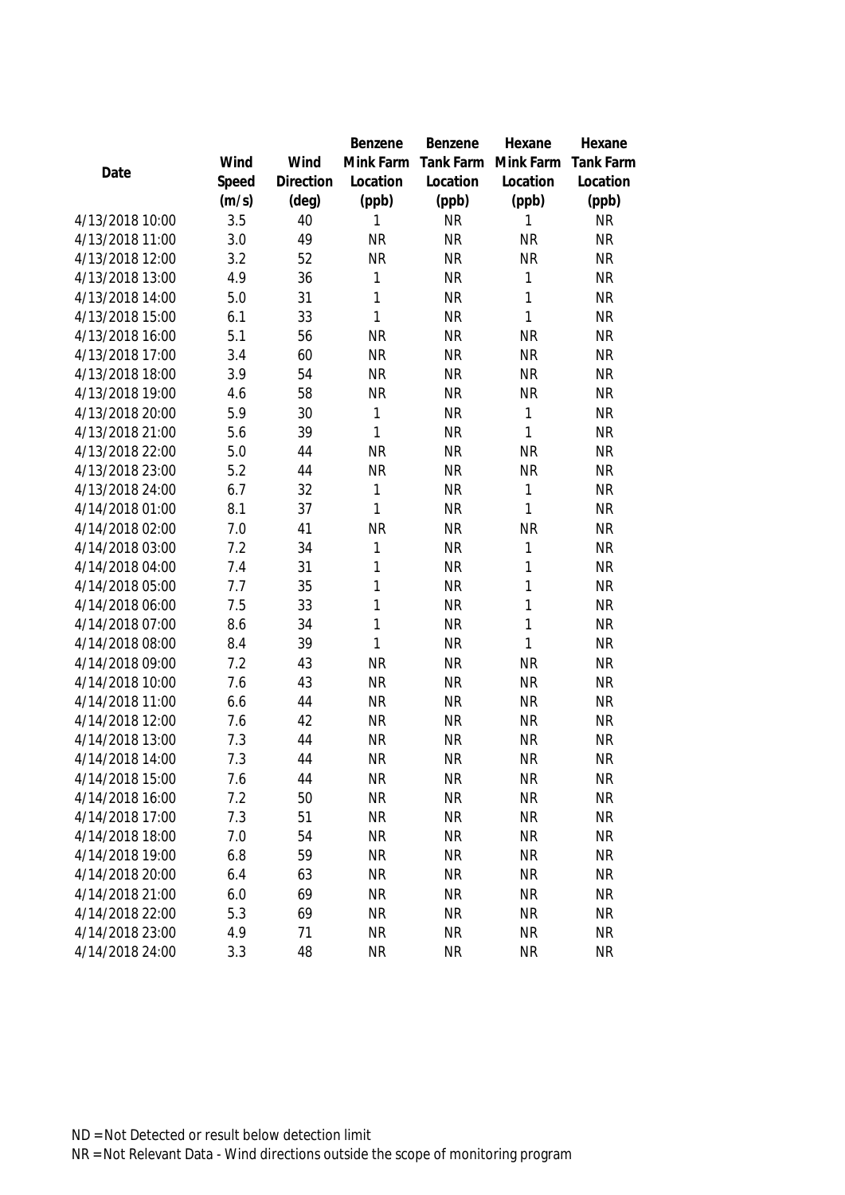| Date | Wind Speed (m/s) | Wind Direction (deg) | Benzene Mink Farm Location (ppb) | Benzene Tank Farm Location (ppb) | Hexane Mink Farm Location (ppb) | Hexane Tank Farm Location (ppb) |
|---|---|---|---|---|---|---|
| 4/13/2018 10:00 | 3.5 | 40 | 1 | NR | 1 | NR |
| 4/13/2018 11:00 | 3.0 | 49 | NR | NR | NR | NR |
| 4/13/2018 12:00 | 3.2 | 52 | NR | NR | NR | NR |
| 4/13/2018 13:00 | 4.9 | 36 | 1 | NR | 1 | NR |
| 4/13/2018 14:00 | 5.0 | 31 | 1 | NR | 1 | NR |
| 4/13/2018 15:00 | 6.1 | 33 | 1 | NR | 1 | NR |
| 4/13/2018 16:00 | 5.1 | 56 | NR | NR | NR | NR |
| 4/13/2018 17:00 | 3.4 | 60 | NR | NR | NR | NR |
| 4/13/2018 18:00 | 3.9 | 54 | NR | NR | NR | NR |
| 4/13/2018 19:00 | 4.6 | 58 | NR | NR | NR | NR |
| 4/13/2018 20:00 | 5.9 | 30 | 1 | NR | 1 | NR |
| 4/13/2018 21:00 | 5.6 | 39 | 1 | NR | 1 | NR |
| 4/13/2018 22:00 | 5.0 | 44 | NR | NR | NR | NR |
| 4/13/2018 23:00 | 5.2 | 44 | NR | NR | NR | NR |
| 4/13/2018 24:00 | 6.7 | 32 | 1 | NR | 1 | NR |
| 4/14/2018 01:00 | 8.1 | 37 | 1 | NR | 1 | NR |
| 4/14/2018 02:00 | 7.0 | 41 | NR | NR | NR | NR |
| 4/14/2018 03:00 | 7.2 | 34 | 1 | NR | 1 | NR |
| 4/14/2018 04:00 | 7.4 | 31 | 1 | NR | 1 | NR |
| 4/14/2018 05:00 | 7.7 | 35 | 1 | NR | 1 | NR |
| 4/14/2018 06:00 | 7.5 | 33 | 1 | NR | 1 | NR |
| 4/14/2018 07:00 | 8.6 | 34 | 1 | NR | 1 | NR |
| 4/14/2018 08:00 | 8.4 | 39 | 1 | NR | 1 | NR |
| 4/14/2018 09:00 | 7.2 | 43 | NR | NR | NR | NR |
| 4/14/2018 10:00 | 7.6 | 43 | NR | NR | NR | NR |
| 4/14/2018 11:00 | 6.6 | 44 | NR | NR | NR | NR |
| 4/14/2018 12:00 | 7.6 | 42 | NR | NR | NR | NR |
| 4/14/2018 13:00 | 7.3 | 44 | NR | NR | NR | NR |
| 4/14/2018 14:00 | 7.3 | 44 | NR | NR | NR | NR |
| 4/14/2018 15:00 | 7.6 | 44 | NR | NR | NR | NR |
| 4/14/2018 16:00 | 7.2 | 50 | NR | NR | NR | NR |
| 4/14/2018 17:00 | 7.3 | 51 | NR | NR | NR | NR |
| 4/14/2018 18:00 | 7.0 | 54 | NR | NR | NR | NR |
| 4/14/2018 19:00 | 6.8 | 59 | NR | NR | NR | NR |
| 4/14/2018 20:00 | 6.4 | 63 | NR | NR | NR | NR |
| 4/14/2018 21:00 | 6.0 | 69 | NR | NR | NR | NR |
| 4/14/2018 22:00 | 5.3 | 69 | NR | NR | NR | NR |
| 4/14/2018 23:00 | 4.9 | 71 | NR | NR | NR | NR |
| 4/14/2018 24:00 | 3.3 | 48 | NR | NR | NR | NR |

ND = Not Detected or result below detection limit

NR = Not Relevant Data - Wind directions outside the scope of monitoring program